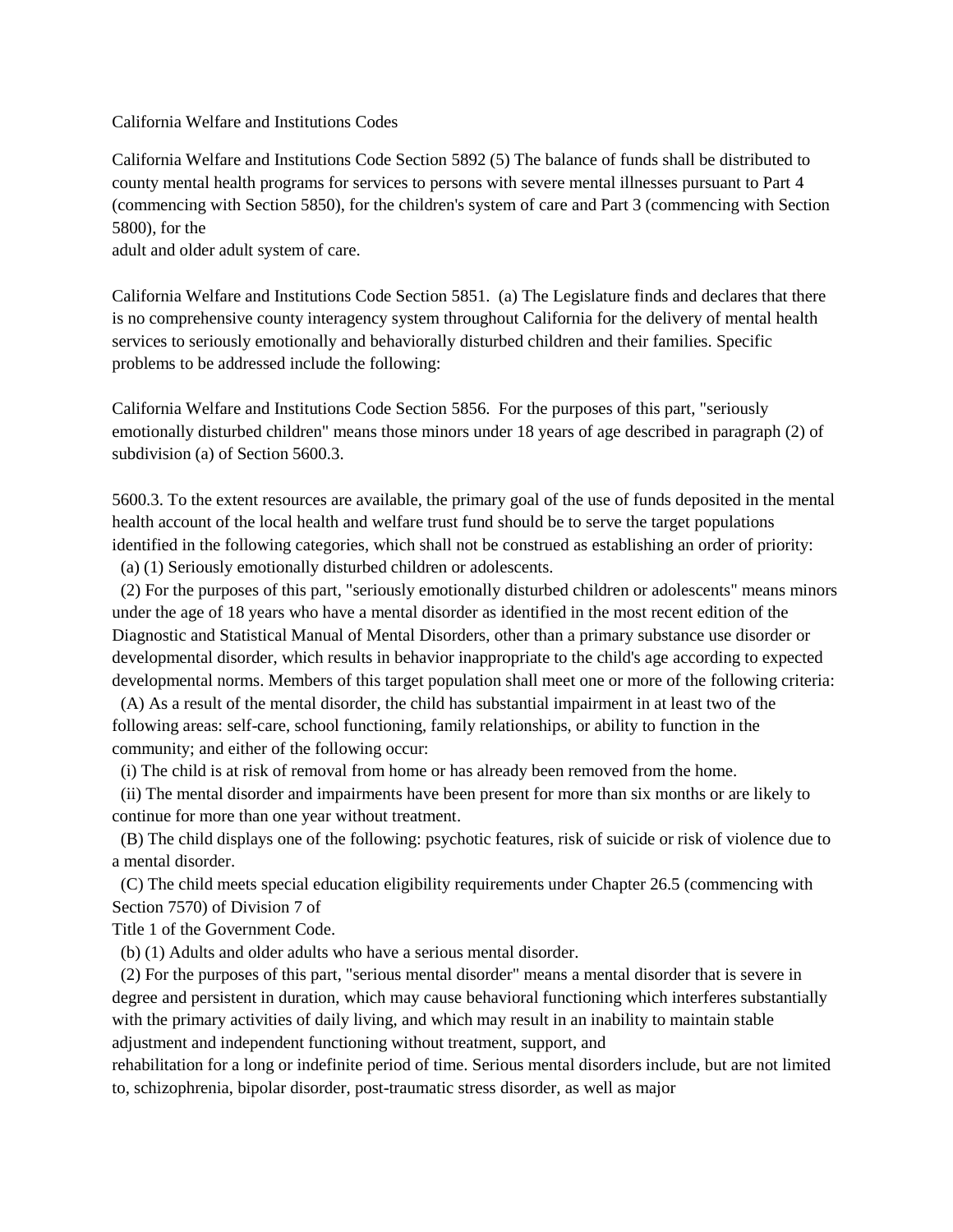California Welfare and Institutions Codes

California Welfare and Institutions Code Section 5892 (5) The balance of funds shall be distributed to county mental health programs for services to persons with severe mental illnesses pursuant to Part 4 (commencing with Section 5850), for the children's system of care and Part 3 (commencing with Section 5800), for the adult and older adult system of care.

California Welfare and Institutions Code Section 5851. (a) The Legislature finds and declares that there is no comprehensive county interagency system throughout California for the delivery of mental health services to seriously emotionally and behaviorally disturbed children and their families. Specific problems to be addressed include the following:

California Welfare and Institutions Code Section 5856. For the purposes of this part, "seriously emotionally disturbed children" means those minors under 18 years of age described in paragraph (2) of subdivision (a) of Section 5600.3.

5600.3. To the extent resources are available, the primary goal of the use of funds deposited in the mental health account of the local health and welfare trust fund should be to serve the target populations identified in the following categories, which shall not be construed as establishing an order of priority:

(a) (1) Seriously emotionally disturbed children or adolescents.

(2) For the purposes of this part, "seriously emotionally disturbed children or adolescents" means minors under the age of 18 years who have a mental disorder as identified in the most recent edition of the Diagnostic and Statistical Manual of Mental Disorders, other than a primary substance use disorder or developmental disorder, which results in behavior inappropriate to the child's age according to expected developmental norms. Members of this target population shall meet one or more of the following criteria:

(A) As a result of the mental disorder, the child has substantial impairment in at least two of the following areas: self-care, school functioning, family relationships, or ability to function in the community; and either of the following occur:

(i) The child is at risk of removal from home or has already been removed from the home.

(ii) The mental disorder and impairments have been present for more than six months or are likely to continue for more than one year without treatment.

(B) The child displays one of the following: psychotic features, risk of suicide or risk of violence due to a mental disorder.

(C) The child meets special education eligibility requirements under Chapter 26.5 (commencing with Section 7570) of Division 7 of Title 1 of the Government Code.

(b) (1) Adults and older adults who have a serious mental disorder.

(2) For the purposes of this part, "serious mental disorder" means a mental disorder that is severe in degree and persistent in duration, which may cause behavioral functioning which interferes substantially with the primary activities of daily living, and which may result in an inability to maintain stable adjustment and independent functioning without treatment, support, and rehabilitation for a long or indefinite period of time. Serious mental disorders include, but are not limited to, schizophrenia, bipolar disorder, post-traumatic stress disorder, as well as major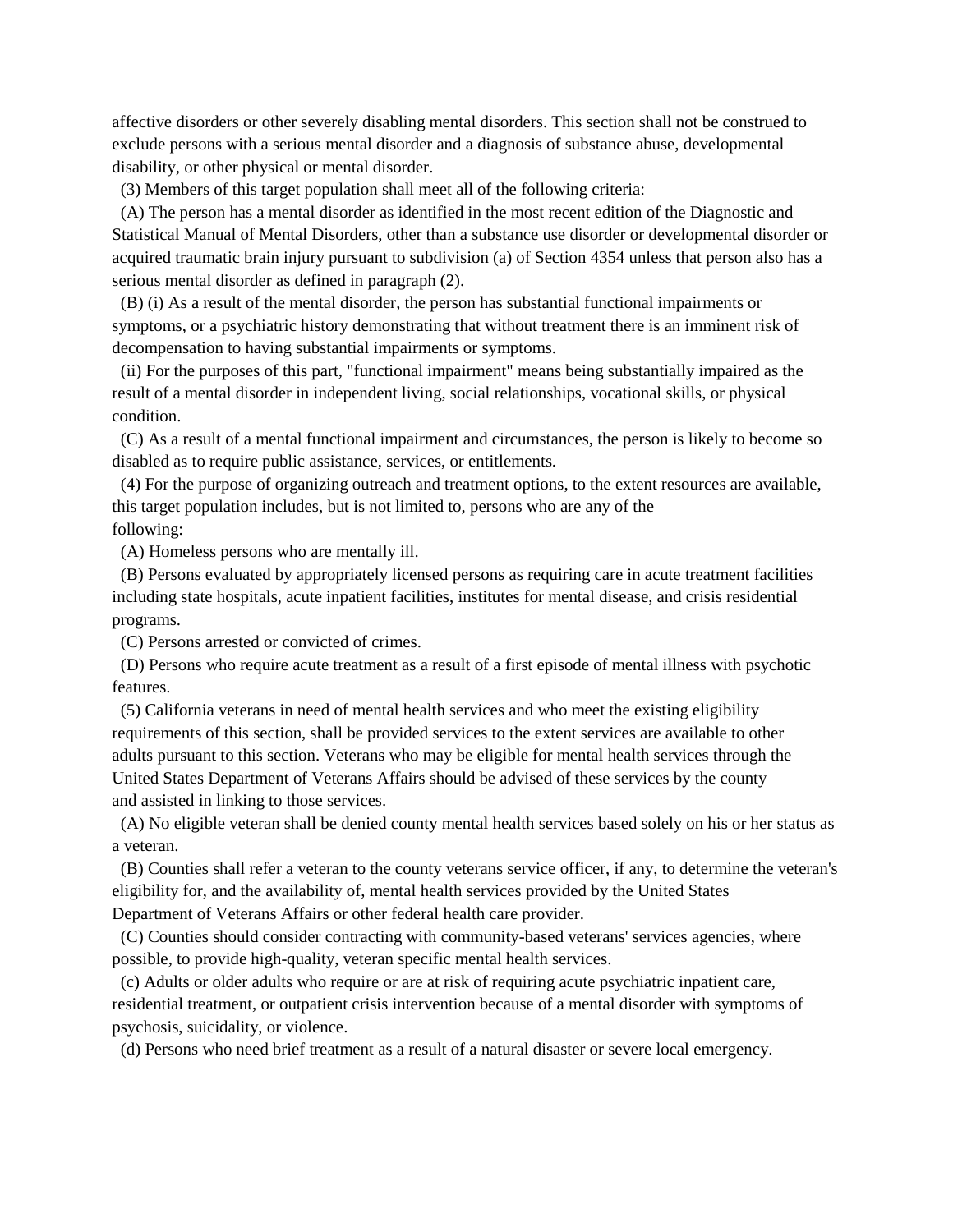affective disorders or other severely disabling mental disorders. This section shall not be construed to exclude persons with a serious mental disorder and a diagnosis of substance abuse, developmental disability, or other physical or mental disorder.

(3) Members of this target population shall meet all of the following criteria:

(A) The person has a mental disorder as identified in the most recent edition of the Diagnostic and Statistical Manual of Mental Disorders, other than a substance use disorder or developmental disorder or acquired traumatic brain injury pursuant to subdivision (a) of Section 4354 unless that person also has a serious mental disorder as defined in paragraph (2).

(B) (i) As a result of the mental disorder, the person has substantial functional impairments or symptoms, or a psychiatric history demonstrating that without treatment there is an imminent risk of decompensation to having substantial impairments or symptoms.

(ii) For the purposes of this part, "functional impairment" means being substantially impaired as the result of a mental disorder in independent living, social relationships, vocational skills, or physical condition.

(C) As a result of a mental functional impairment and circumstances, the person is likely to become so disabled as to require public assistance, services, or entitlements.

(4) For the purpose of organizing outreach and treatment options, to the extent resources are available, this target population includes, but is not limited to, persons who are any of the following:

(A) Homeless persons who are mentally ill.

(B) Persons evaluated by appropriately licensed persons as requiring care in acute treatment facilities including state hospitals, acute inpatient facilities, institutes for mental disease, and crisis residential programs.

(C) Persons arrested or convicted of crimes.

(D) Persons who require acute treatment as a result of a first episode of mental illness with psychotic features.

(5) California veterans in need of mental health services and who meet the existing eligibility requirements of this section, shall be provided services to the extent services are available to other adults pursuant to this section. Veterans who may be eligible for mental health services through the United States Department of Veterans Affairs should be advised of these services by the county and assisted in linking to those services.

(A) No eligible veteran shall be denied county mental health services based solely on his or her status as a veteran.

(B) Counties shall refer a veteran to the county veterans service officer, if any, to determine the veteran's eligibility for, and the availability of, mental health services provided by the United States Department of Veterans Affairs or other federal health care provider.

(C) Counties should consider contracting with community-based veterans' services agencies, where possible, to provide high-quality, veteran specific mental health services.

(c) Adults or older adults who require or are at risk of requiring acute psychiatric inpatient care, residential treatment, or outpatient crisis intervention because of a mental disorder with symptoms of psychosis, suicidality, or violence.

(d) Persons who need brief treatment as a result of a natural disaster or severe local emergency.